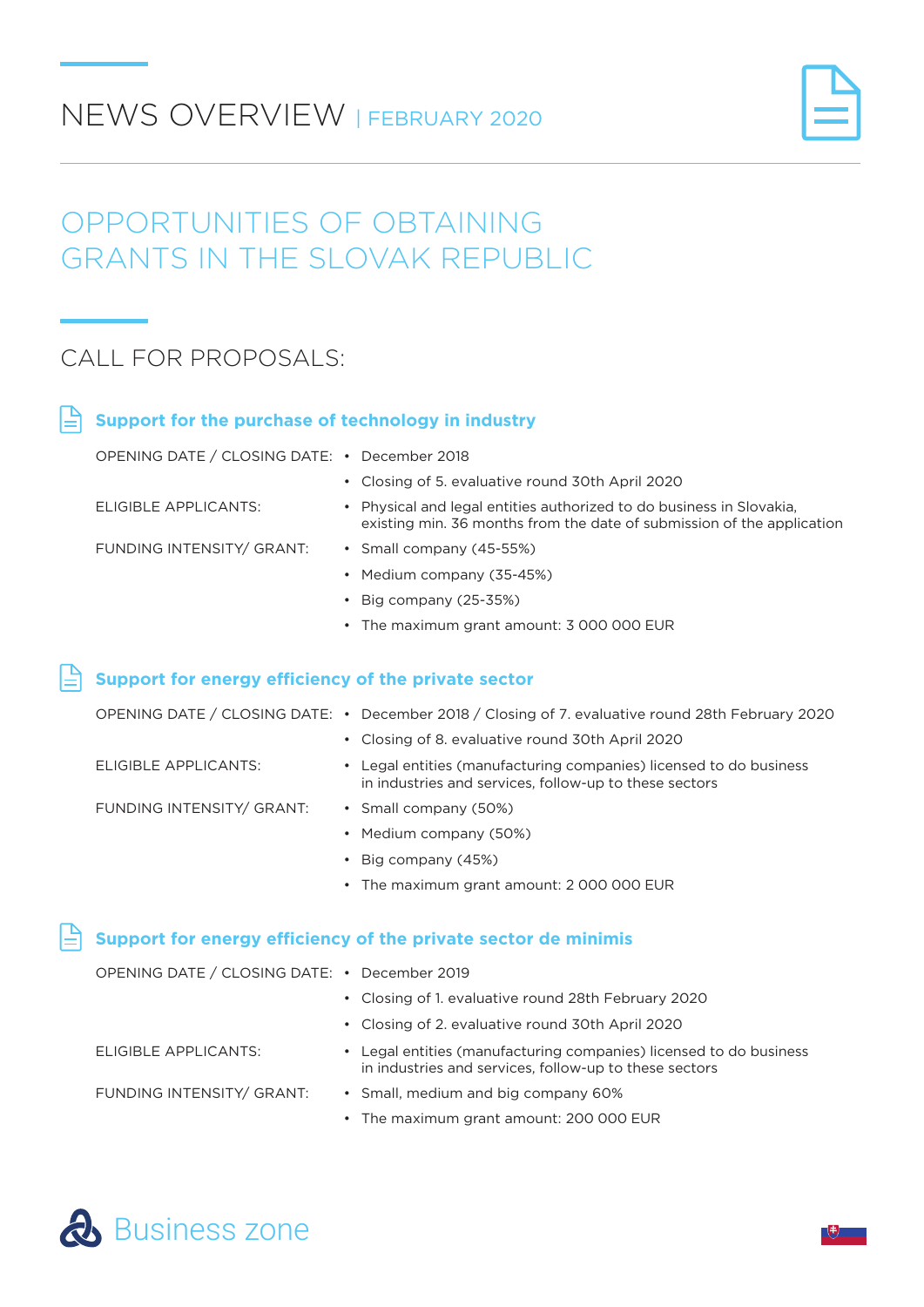# NEWS OVERVIEW | FEBRUARY 2020

## OPPORTUNITIES OF OBTAINING GRANTS IN THE SLOVAK REPUBLIC

## CALL FOR PROPOSALS:

### Support for the purchase of technology in industry

OPENING DATE / CLOSING DATE:
- December 2018
- Closing of 5. evaluative round 30th April 2020

ELIGIBLE APPLICANTS:
- Physical and legal entities authorized to do business in Slovakia, existing min. 36 months from the date of submission of the application

FUNDING INTENSITY/ GRANT:
- Small company (45-55%)
- Medium company (35-45%)
- Big company (25-35%)
- The maximum grant amount: 3 000 000 EUR

### Support for energy efficiency of the private sector

OPENING DATE / CLOSING DATE:
- December 2018 / Closing of 7. evaluative round 28th February 2020
- Closing of 8. evaluative round 30th April 2020

ELIGIBLE APPLICANTS:
- Legal entities (manufacturing companies) licensed to do business in industries and services, follow-up to these sectors

FUNDING INTENSITY/ GRANT:
- Small company (50%)
- Medium company (50%)
- Big company (45%)
- The maximum grant amount: 2 000 000 EUR

### Support for energy efficiency of the private sector de minimis

OPENING DATE / CLOSING DATE:
- December 2019
- Closing of 1. evaluative round 28th February 2020
- Closing of 2. evaluative round 30th April 2020

ELIGIBLE APPLICANTS:
- Legal entities (manufacturing companies) licensed to do business in industries and services, follow-up to these sectors

FUNDING INTENSITY/ GRANT:
- Small, medium and big company 60%
- The maximum grant amount: 200 000 EUR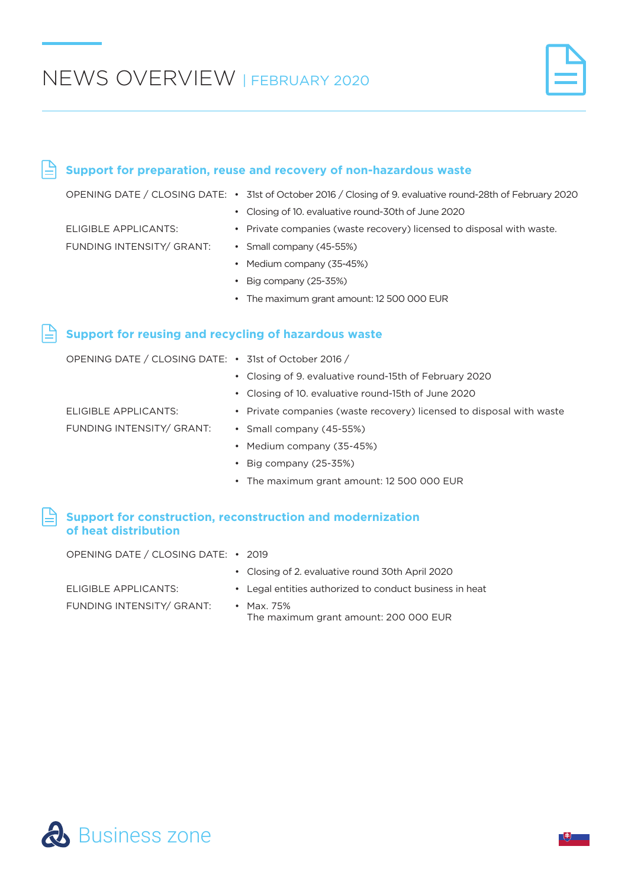# NEWS OVERVIEW | FEBRUARY 2020

## Support for preparation, reuse and recovery of non-hazardous waste

OPENING DATE / CLOSING DATE:
- 31st of October 2016 / Closing of 9. evaluative round-28th of February 2020
- Closing of 10. evaluative round-30th of June 2020

ELIGIBLE APPLICANTS:
- Private companies (waste recovery) licensed to disposal with waste.

FUNDING INTENSITY/ GRANT:
- Small company (45-55%)
- Medium company (35-45%)
- Big company (25-35%)
- The maximum grant amount: 12 500 000 EUR

## Support for reusing and recycling of hazardous waste

OPENING DATE / CLOSING DATE:
- 31st of October 2016 /
- Closing of 9. evaluative round-15th of February 2020
- Closing of 10. evaluative round-15th of June 2020

ELIGIBLE APPLICANTS:
- Private companies (waste recovery) licensed to disposal with waste

FUNDING INTENSITY/ GRANT:
- Small company (45-55%)
- Medium company (35-45%)
- Big company (25-35%)
- The maximum grant amount: 12 500 000 EUR

## Support for construction, reconstruction and modernization of heat distribution

OPENING DATE / CLOSING DATE:
- 2019
- Closing of 2. evaluative round 30th April 2020

ELIGIBLE APPLICANTS:
- Legal entities authorized to conduct business in heat

FUNDING INTENSITY/ GRANT:
- Max. 75%
  The maximum grant amount: 200 000 EUR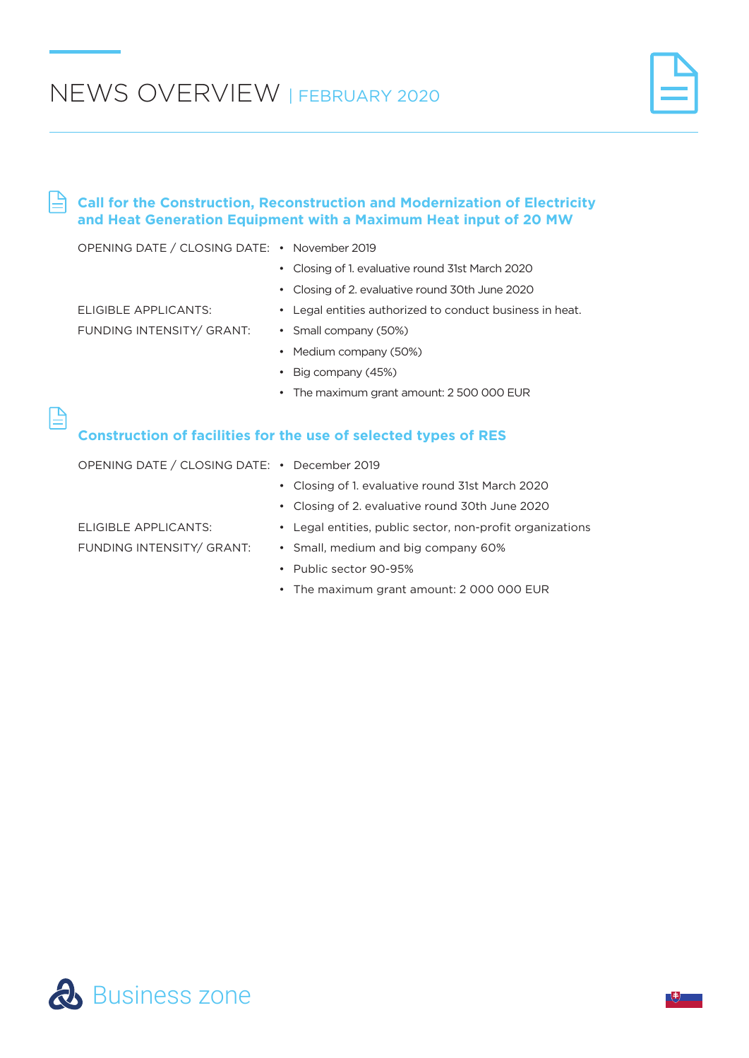# NEWS OVERVIEW | FEBRUARY 2020

## Call for the Construction, Reconstruction and Modernization of Electricity and Heat Generation Equipment with a Maximum Heat input of 20 MW

| | |
|---|---|
| OPENING DATE / CLOSING DATE: | • November 2019 |
| | • Closing of 1. evaluative round 31st March 2020 |
| | • Closing of 2. evaluative round 30th June 2020 |
| ELIGIBLE APPLICANTS: | • Legal entities authorized to conduct business in heat. |
| FUNDING INTENSITY/ GRANT: | • Small company (50%) |
| | • Medium company (50%) |
| | • Big company (45%) |
| | • The maximum grant amount: 2 500 000 EUR |

## Construction of facilities for the use of selected types of RES

| | |
|---|---|
| OPENING DATE / CLOSING DATE: | • December 2019 |
| | • Closing of 1. evaluative round 31st March 2020 |
| | • Closing of 2. evaluative round 30th June 2020 |
| ELIGIBLE APPLICANTS: | • Legal entities, public sector, non-profit organizations |
| FUNDING INTENSITY/ GRANT: | • Small, medium and big company 60% |
| | • Public sector 90-95% |
| | • The maximum grant amount: 2 000 000 EUR |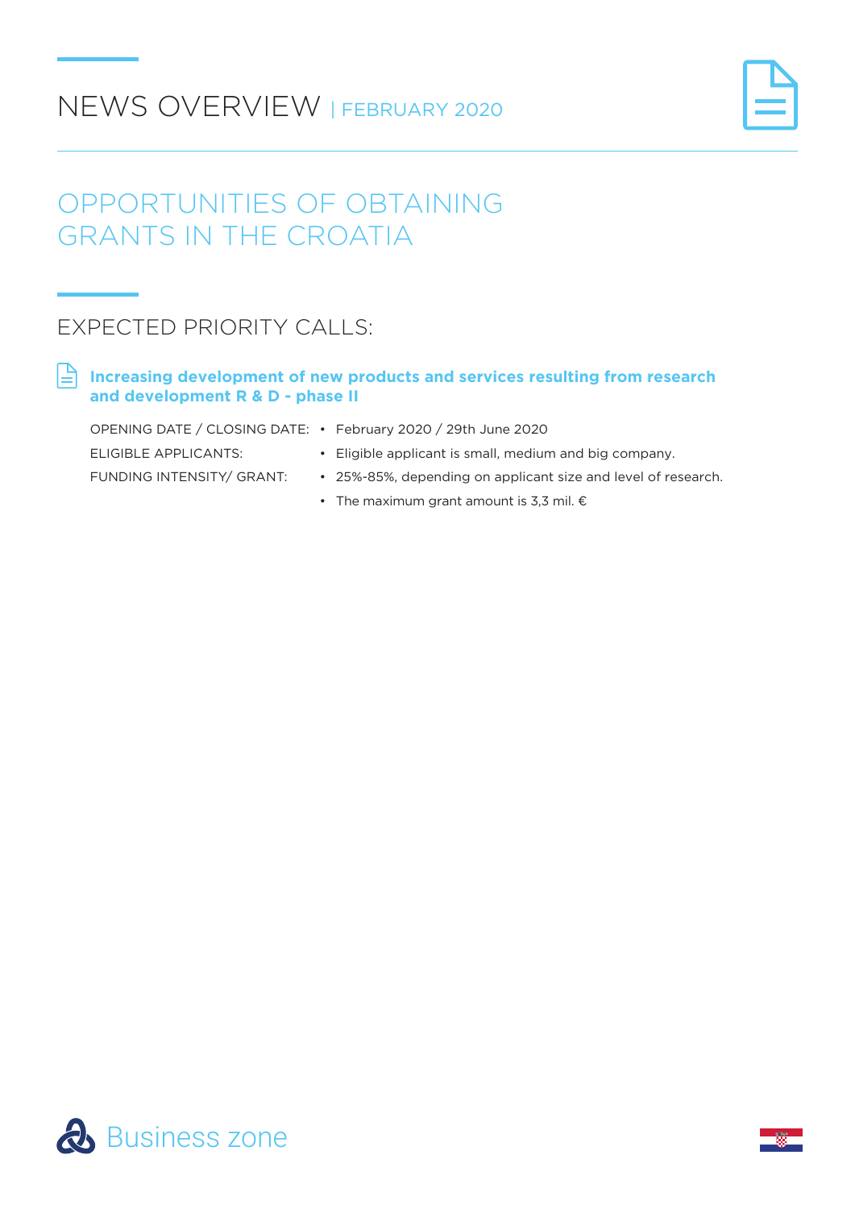# NEWS OVERVIEW | FEBRUARY 2020

## OPPORTUNITIES OF OBTAINING GRANTS IN THE CROATIA

## EXPECTED PRIORITY CALLS:

### Increasing development of new products and services resulting from research and development R & D - phase II

OPENING DATE / CLOSING DATE:
- February 2020 / 29th June 2020

ELIGIBLE APPLICANTS:
- Eligible applicant is small, medium and big company.

FUNDING INTENSITY/ GRANT:
- 25%-85%, depending on applicant size and level of research.
- The maximum grant amount is 3,3 mil. €

Business zone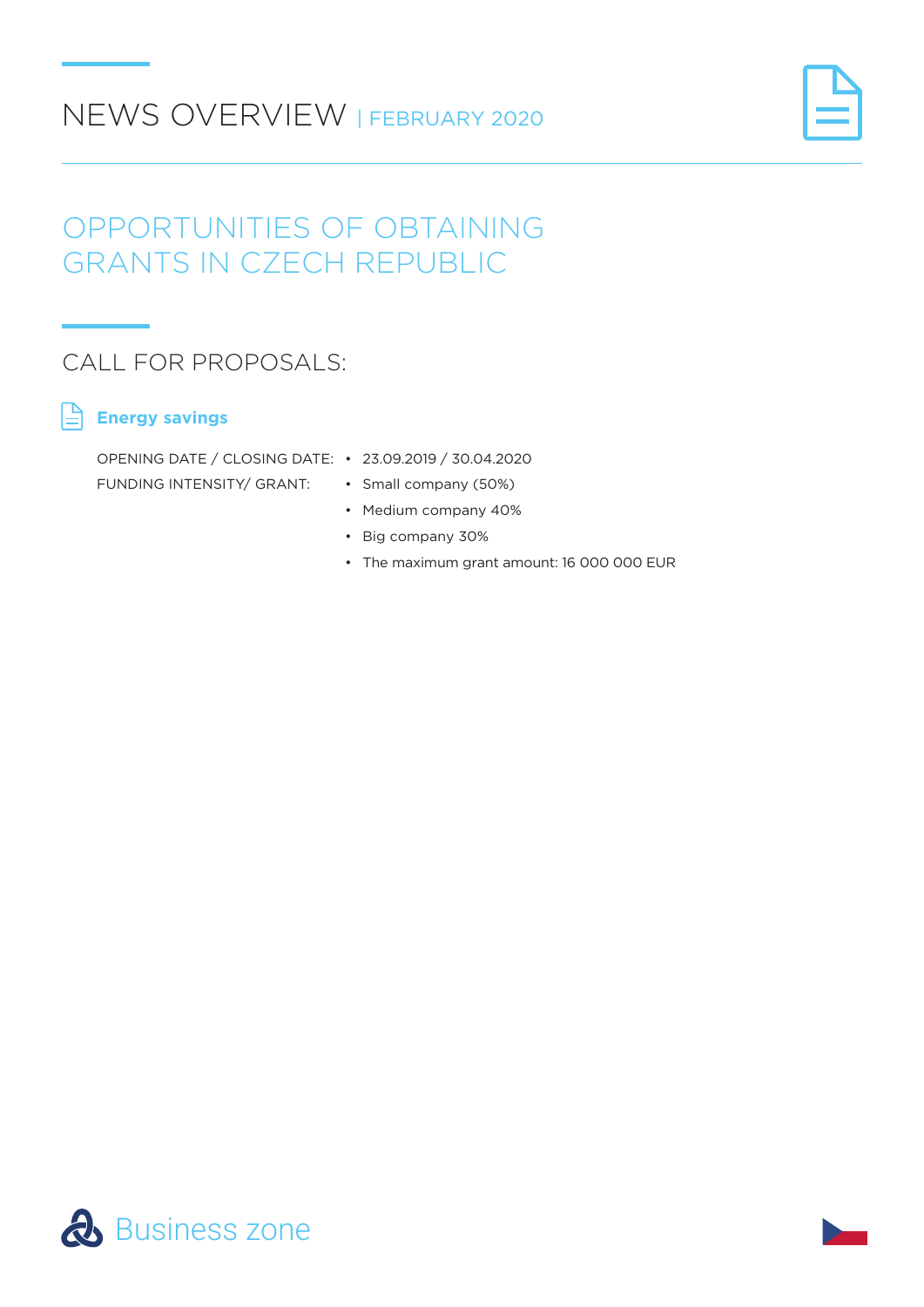# NEWS OVERVIEW | FEBRUARY 2020

## OPPORTUNITIES OF OBTAINING GRANTS IN CZECH REPUBLIC

### CALL FOR PROPOSALS:

**Energy savings**

| | |
|---|---|
| OPENING DATE / CLOSING DATE: | • 23.09.2019 / 30.04.2020 |
| FUNDING INTENSITY/ GRANT: | • Small company (50%) |
| | • Medium company 40% |
| | • Big company 30% |
| | • The maximum grant amount: 16 000 000 EUR |

Business zone